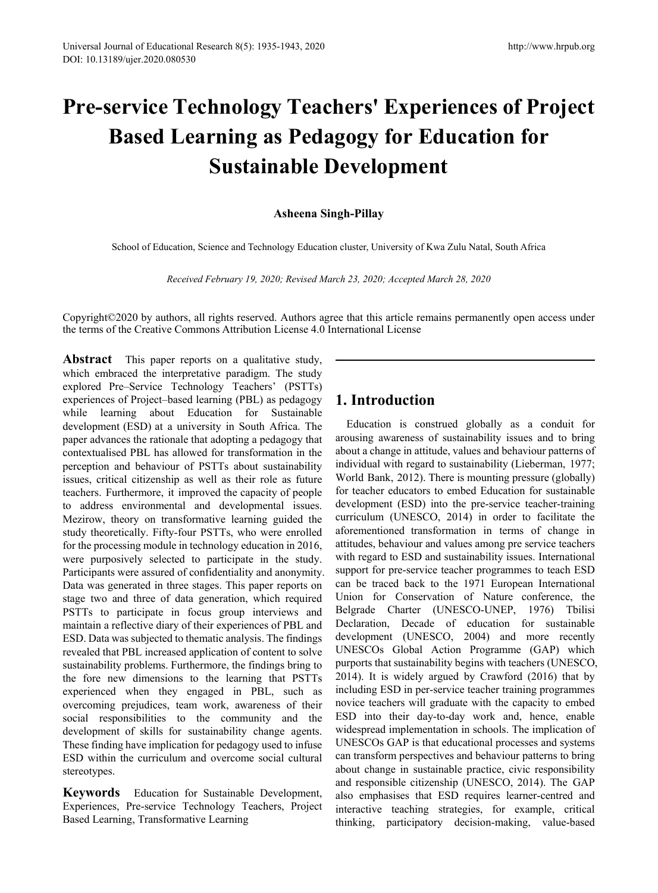# Pre-service Technology Teachers' Experiences of Project Based Learning as Pedagogy for Education for Sustainable Development

**Asheena Singh-Pillay**

School of Education, Science and Technology Education cluster, University of Kwa Zulu Natal, South Africa

*Received February 19, 2020; Revised March 23, 2020; Accepted March 28, 2020*

Copyright©2020 by authors, all rights reserved. Authors agree that this article remains permanently open access under the terms of the Creative Commons Attribution License 4.0 International License

**Abstract** This paper reports on a qualitative study, which embraced the interpretative paradigm. The study explored Pre–Service Technology Teachers' (PSTTs) experiences of Project–based learning (PBL) as pedagogy while learning about Education for Sustainable development (ESD) at a university in South Africa. The paper advances the rationale that adopting a pedagogy that contextualised PBL has allowed for transformation in the perception and behaviour of PSTTs about sustainability issues, critical citizenship as well as their role as future teachers. Furthermore, it improved the capacity of people to address environmental and developmental issues. Mezirow, theory on transformative learning guided the study theoretically. Fifty-four PSTTs, who were enrolled for the processing module in technology education in 2016, were purposively selected to participate in the study. Participants were assured of confidentiality and anonymity. Data was generated in three stages. This paper reports on stage two and three of data generation, which required PSTTs to participate in focus group interviews and maintain a reflective diary of their experiences of PBL and ESD. Data was subjected to thematic analysis. The findings revealed that PBL increased application of content to solve sustainability problems. Furthermore, the findings bring to the fore new dimensions to the learning that PSTTs experienced when they engaged in PBL, such as overcoming prejudices, team work, awareness of their social responsibilities to the community and the development of skills for sustainability change agents. These finding have implication for pedagogy used to infuse ESD within the curriculum and overcome social cultural stereotypes.

**Keywords** Education for Sustainable Development, Experiences, Pre-service Technology Teachers, Project Based Learning, Transformative Learning

## 1. Introduction

Education is construed globally as a conduit for arousing awareness of sustainability issues and to bring about a change in attitude, values and behaviour patterns of individual with regard to sustainability (Lieberman, 1977; World Bank, 2012). There is mounting pressure (globally) for teacher educators to embed Education for sustainable development (ESD) into the pre-service teacher-training curriculum (UNESCO, 2014) in order to facilitate the aforementioned transformation in terms of change in attitudes, behaviour and values among pre service teachers with regard to ESD and sustainability issues. International support for pre-service teacher programmes to teach ESD can be traced back to the 1971 European International Union for Conservation of Nature conference, the Belgrade Charter (UNESCO-UNEP, 1976) Tbilisi Declaration, Decade of education for sustainable development (UNESCO, 2004) and more recently UNESCOs Global Action Programme (GAP) which purports that sustainability begins with teachers (UNESCO, 2014). It is widely argued by Crawford (2016) that by including ESD in per-service teacher training programmes novice teachers will graduate with the capacity to embed ESD into their day-to-day work and, hence, enable widespread implementation in schools. The implication of UNESCOs GAP is that educational processes and systems can transform perspectives and behaviour patterns to bring about change in sustainable practice, civic responsibility and responsible citizenship (UNESCO, 2014). The GAP also emphasises that ESD requires learner-centred and interactive teaching strategies, for example, critical thinking, participatory decision-making, value-based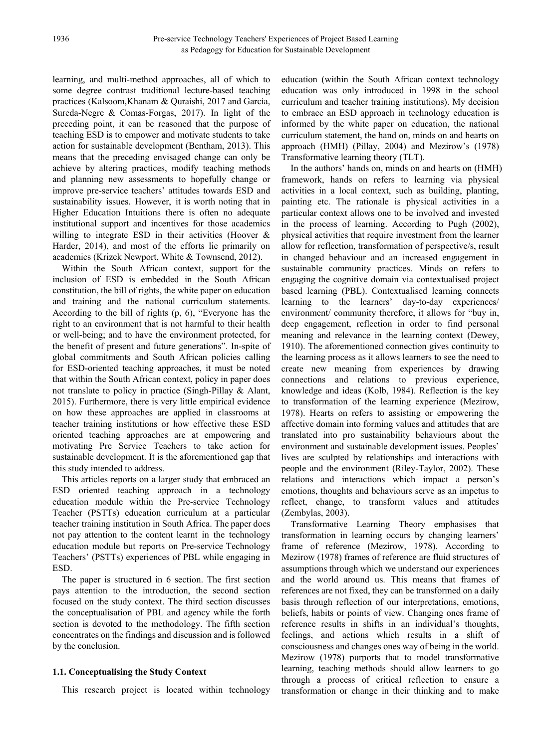learning, and multi-method approaches, all of which to some degree contrast traditional lecture-based teaching practices (Kalsoom,Khanam & Quraishi, 2017 and García, Sureda-Negre & Comas-Forgas, 2017). In light of the preceding point, it can be reasoned that the purpose of teaching ESD is to empower and motivate students to take action for sustainable development (Bentham, 2013). This means that the preceding envisaged change can only be achieve by altering practices, modify teaching methods and planning new assessments to hopefully change or improve pre-service teachers' attitudes towards ESD and sustainability issues. However, it is worth noting that in Higher Education Intuitions there is often no adequate institutional support and incentives for those academics willing to integrate ESD in their activities (Hoover & Harder, 2014), and most of the efforts lie primarily on academics (Krizek Newport, White & Townsend, 2012).

Within the South African context, support for the inclusion of ESD is embedded in the South African constitution, the bill of rights, the white paper on education and training and the national curriculum statements. According to the bill of rights (p, 6), "Everyone has the right to an environment that is not harmful to their health or well-being; and to have the environment protected, for the benefit of present and future generations". In-spite of global commitments and South African policies calling for ESD-oriented teaching approaches, it must be noted that within the South African context, policy in paper does not translate to policy in practice (Singh-Pillay & Alant, 2015). Furthermore, there is very little empirical evidence on how these approaches are applied in classrooms at teacher training institutions or how effective these ESD oriented teaching approaches are at empowering and motivating Pre Service Teachers to take action for sustainable development. It is the aforementioned gap that this study intended to address.

This articles reports on a larger study that embraced an ESD oriented teaching approach in a technology education module within the Pre-service Technology Teacher (PSTTs) education curriculum at a particular teacher training institution in South Africa. The paper does not pay attention to the content learnt in the technology education module but reports on Pre-service Technology Teachers' (PSTTs) experiences of PBL while engaging in ESD.

The paper is structured in 6 section. The first section pays attention to the introduction, the second section focused on the study context. The third section discusses the conceptualisation of PBL and agency while the forth section is devoted to the methodology. The fifth section concentrates on the findings and discussion and is followed by the conclusion.

### 1.1. Conceptualising the Study Context

This research project is located within technology education (within the South African context technology education was only introduced in 1998 in the school curriculum and teacher training institutions). My decision to embrace an ESD approach in technology education is informed by the white paper on education, the national curriculum statement, the hand on, minds on and hearts on approach (HMH) (Pillay, 2004) and Mezirow's (1978) Transformative learning theory (TLT).

In the authors' hands on, minds on and hearts on (HMH) framework, hands on refers to learning via physical activities in a local context, such as building, planting, painting etc. The rationale is physical activities in a particular context allows one to be involved and invested in the process of learning. According to Pugh (2002), physical activities that require investment from the learner allow for reflection, transformation of perspective/s, result in changed behaviour and an increased engagement in sustainable community practices. Minds on refers to engaging the cognitive domain via contextualised project based learning (PBL). Contextualised learning connects learning to the learners' day-to-day experiences/ environment/ community therefore, it allows for "buy in, deep engagement, reflection in order to find personal meaning and relevance in the learning context (Dewey, 1910). The aforementioned connection gives continuity to the learning process as it allows learners to see the need to create new meaning from experiences by drawing connections and relations to previous experience, knowledge and ideas (Kolb, 1984). Reflection is the key to transformation of the learning experience (Mezirow, 1978). Hearts on refers to assisting or empowering the affective domain into forming values and attitudes that are translated into pro sustainability behaviours about the environment and sustainable development issues. Peoples' lives are sculpted by relationships and interactions with people and the environment (Riley-Taylor, 2002). These relations and interactions which impact a person's emotions, thoughts and behaviours serve as an impetus to reflect, change, to transform values and attitudes (Zembylas, 2003).

Transformative Learning Theory emphasises that transformation in learning occurs by changing learners' frame of reference (Mezirow, 1978). According to Mezirow (1978) frames of reference are fluid structures of assumptions through which we understand our experiences and the world around us. This means that frames of references are not fixed, they can be transformed on a daily basis through reflection of our interpretations, emotions, beliefs, habits or points of view. Changing ones frame of reference results in shifts in an individual's thoughts, feelings, and actions which results in a shift of consciousness and changes ones way of being in the world. Mezirow (1978) purports that to model transformative learning, teaching methods should allow learners to go through a process of critical reflection to ensure a transformation or change in their thinking and to make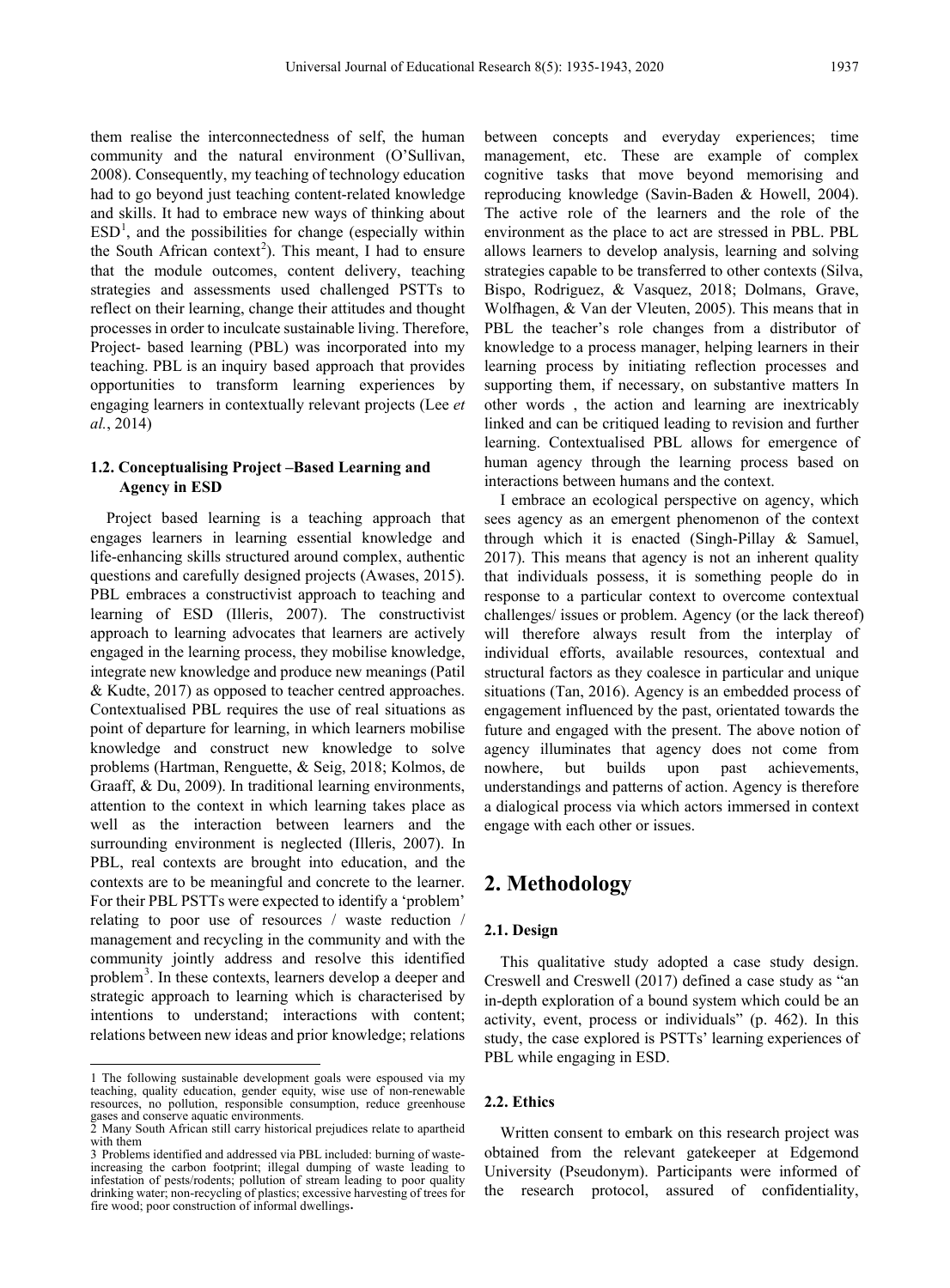them realise the interconnectedness of self, the human community and the natural environment (O'Sullivan, 2008). Consequently, my teaching of technology education had to go beyond just teaching content-related knowledge and skills. It had to embrace new ways of thinking about ESD[1], and the possibilities for change (especially within the South African context[2]). This meant, I had to ensure that the module outcomes, content delivery, teaching strategies and assessments used challenged PSTTs to reflect on their learning, change their attitudes and thought processes in order to inculcate sustainable living. Therefore, Project- based learning (PBL) was incorporated into my teaching. PBL is an inquiry based approach that provides opportunities to transform learning experiences by engaging learners in contextually relevant projects (Lee *et al.*, 2014)

### 1.2. Conceptualising Project –Based Learning and Agency in ESD

Project based learning is a teaching approach that engages learners in learning essential knowledge and life-enhancing skills structured around complex, authentic questions and carefully designed projects (Awases, 2015). PBL embraces a constructivist approach to teaching and learning of ESD (Illeris, 2007). The constructivist approach to learning advocates that learners are actively engaged in the learning process, they mobilise knowledge, integrate new knowledge and produce new meanings (Patil & Kudte, 2017) as opposed to teacher centred approaches. Contextualised PBL requires the use of real situations as point of departure for learning, in which learners mobilise knowledge and construct new knowledge to solve problems (Hartman, Renguette, & Seig, 2018; Kolmos, de Graaff, & Du, 2009). In traditional learning environments, attention to the context in which learning takes place as well as the interaction between learners and the surrounding environment is neglected (Illeris, 2007). In PBL, real contexts are brought into education, and the contexts are to be meaningful and concrete to the learner. For their PBL PSTTs were expected to identify a 'problem' relating to poor use of resources / waste reduction / management and recycling in the community and with the community jointly address and resolve this identified problem[3]. In these contexts, learners develop a deeper and strategic approach to learning which is characterised by intentions to understand; interactions with content; relations between new ideas and prior knowledge; relations between concepts and everyday experiences; time management, etc. These are example of complex cognitive tasks that move beyond memorising and reproducing knowledge (Savin-Baden & Howell, 2004). The active role of the learners and the role of the environment as the place to act are stressed in PBL. PBL allows learners to develop analysis, learning and solving strategies capable to be transferred to other contexts (Silva, Bispo, Rodriguez, & Vasquez, 2018; Dolmans, Grave, Wolfhagen, & Van der Vleuten, 2005). This means that in PBL the teacher's role changes from a distributor of knowledge to a process manager, helping learners in their learning process by initiating reflection processes and supporting them, if necessary, on substantive matters In other words , the action and learning are inextricably linked and can be critiqued leading to revision and further learning. Contextualised PBL allows for emergence of human agency through the learning process based on interactions between humans and the context.

I embrace an ecological perspective on agency, which sees agency as an emergent phenomenon of the context through which it is enacted (Singh-Pillay & Samuel, 2017). This means that agency is not an inherent quality that individuals possess, it is something people do in response to a particular context to overcome contextual challenges/ issues or problem. Agency (or the lack thereof) will therefore always result from the interplay of individual efforts, available resources, contextual and structural factors as they coalesce in particular and unique situations (Tan, 2016). Agency is an embedded process of engagement influenced by the past, orientated towards the future and engaged with the present. The above notion of agency illuminates that agency does not come from nowhere, but builds upon past achievements, understandings and patterns of action. Agency is therefore a dialogical process via which actors immersed in context engage with each other or issues.

## 2. Methodology

### 2.1. Design

This qualitative study adopted a case study design. Creswell and Creswell (2017) defined a case study as "an in-depth exploration of a bound system which could be an activity, event, process or individuals" (p. 462). In this study, the case explored is PSTTs' learning experiences of PBL while engaging in ESD.

### 2.2. Ethics

Written consent to embark on this research project was obtained from the relevant gatekeeper at Edgemond University (Pseudonym). Participants were informed of the research protocol, assured of confidentiality,

---

1 The following sustainable development goals were espoused via my teaching, quality education, gender equity, wise use of non-renewable resources, no pollution, responsible consumption, reduce greenhouse gases and conserve aquatic environments.

2 Many South African still carry historical prejudices relate to apartheid with them

3 Problems identified and addressed via PBL included: burning of waste- increasing the carbon footprint; illegal dumping of waste leading to infestation of pests/rodents; pollution of stream leading to poor quality drinking water; non-recycling of plastics; excessive harvesting of trees for fire wood; poor construction of informal dwellings.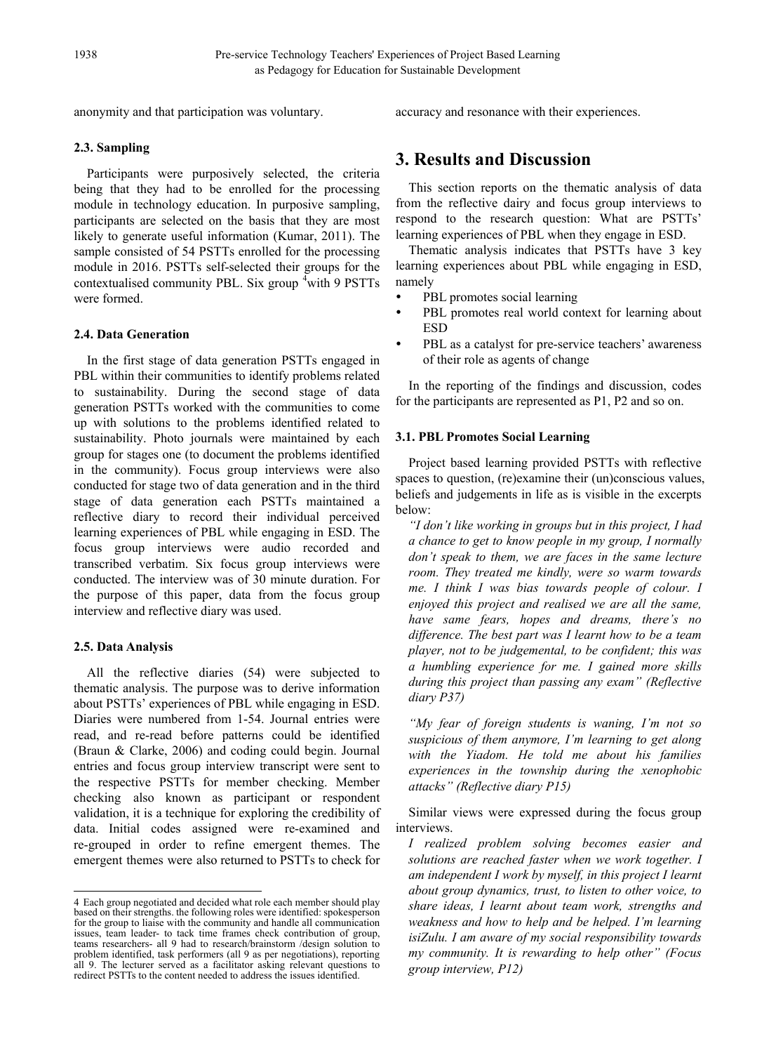anonymity and that participation was voluntary.

### 2.3. Sampling

Participants were purposively selected, the criteria being that they had to be enrolled for the processing module in technology education. In purposive sampling, participants are selected on the basis that they are most likely to generate useful information (Kumar, 2011). The sample consisted of 54 PSTTs enrolled for the processing module in 2016. PSTTs self-selected their groups for the contextualised community PBL. Six group [4]with 9 PSTTs were formed.

### 2.4. Data Generation

In the first stage of data generation PSTTs engaged in PBL within their communities to identify problems related to sustainability. During the second stage of data generation PSTTs worked with the communities to come up with solutions to the problems identified related to sustainability. Photo journals were maintained by each group for stages one (to document the problems identified in the community). Focus group interviews were also conducted for stage two of data generation and in the third stage of data generation each PSTTs maintained a reflective diary to record their individual perceived learning experiences of PBL while engaging in ESD. The focus group interviews were audio recorded and transcribed verbatim. Six focus group interviews were conducted. The interview was of 30 minute duration. For the purpose of this paper, data from the focus group interview and reflective diary was used.

### 2.5. Data Analysis

All the reflective diaries (54) were subjected to thematic analysis. The purpose was to derive information about PSTTs' experiences of PBL while engaging in ESD. Diaries were numbered from 1-54. Journal entries were read, and re-read before patterns could be identified (Braun & Clarke, 2006) and coding could begin. Journal entries and focus group interview transcript were sent to the respective PSTTs for member checking. Member checking also known as participant or respondent validation, it is a technique for exploring the credibility of data. Initial codes assigned were re-examined and re-grouped in order to refine emergent themes. The emergent themes were also returned to PSTTs to check for accuracy and resonance with their experiences.

## 3. Results and Discussion

This section reports on the thematic analysis of data from the reflective dairy and focus group interviews to respond to the research question: What are PSTTs' learning experiences of PBL when they engage in ESD.

Thematic analysis indicates that PSTTs have 3 key learning experiences about PBL while engaging in ESD, namely

- PBL promotes social learning
- PBL promotes real world context for learning about ESD
- PBL as a catalyst for pre-service teachers' awareness of their role as agents of change

In the reporting of the findings and discussion, codes for the participants are represented as P1, P2 and so on.

### 3.1. PBL Promotes Social Learning

Project based learning provided PSTTs with reflective spaces to question, (re)examine their (un)conscious values, beliefs and judgements in life as is visible in the excerpts below:

*"I don't like working in groups but in this project, I had a chance to get to know people in my group, I normally don't speak to them, we are faces in the same lecture room. They treated me kindly, were so warm towards me. I think I was bias towards people of colour. I enjoyed this project and realised we are all the same, have same fears, hopes and dreams, there's no difference. The best part was I learnt how to be a team player, not to be judgemental, to be confident; this was a humbling experience for me. I gained more skills during this project than passing any exam" (Reflective diary P37)*

*"My fear of foreign students is waning, I'm not so suspicious of them anymore, I'm learning to get along with the Yiadom. He told me about his families experiences in the township during the xenophobic attacks" (Reflective diary P15)*

Similar views were expressed during the focus group interviews.

*I realized problem solving becomes easier and solutions are reached faster when we work together. I am independent I work by myself, in this project I learnt about group dynamics, trust, to listen to other voice, to share ideas, I learnt about team work, strengths and weakness and how to help and be helped. I'm learning isiZulu. I am aware of my social responsibility towards my community. It is rewarding to help other" (Focus group interview, P12)*

---

4 Each group negotiated and decided what role each member should play based on their strengths. the following roles were identified: spokesperson for the group to liaise with the community and handle all communication issues, team leader- to tack time frames check contribution of group, teams researchers- all 9 had to research/brainstorm /design solution to problem identified, task performers (all 9 as per negotiations), reporting all 9. The lecturer served as a facilitator asking relevant questions to redirect PSTTs to the content needed to address the issues identified.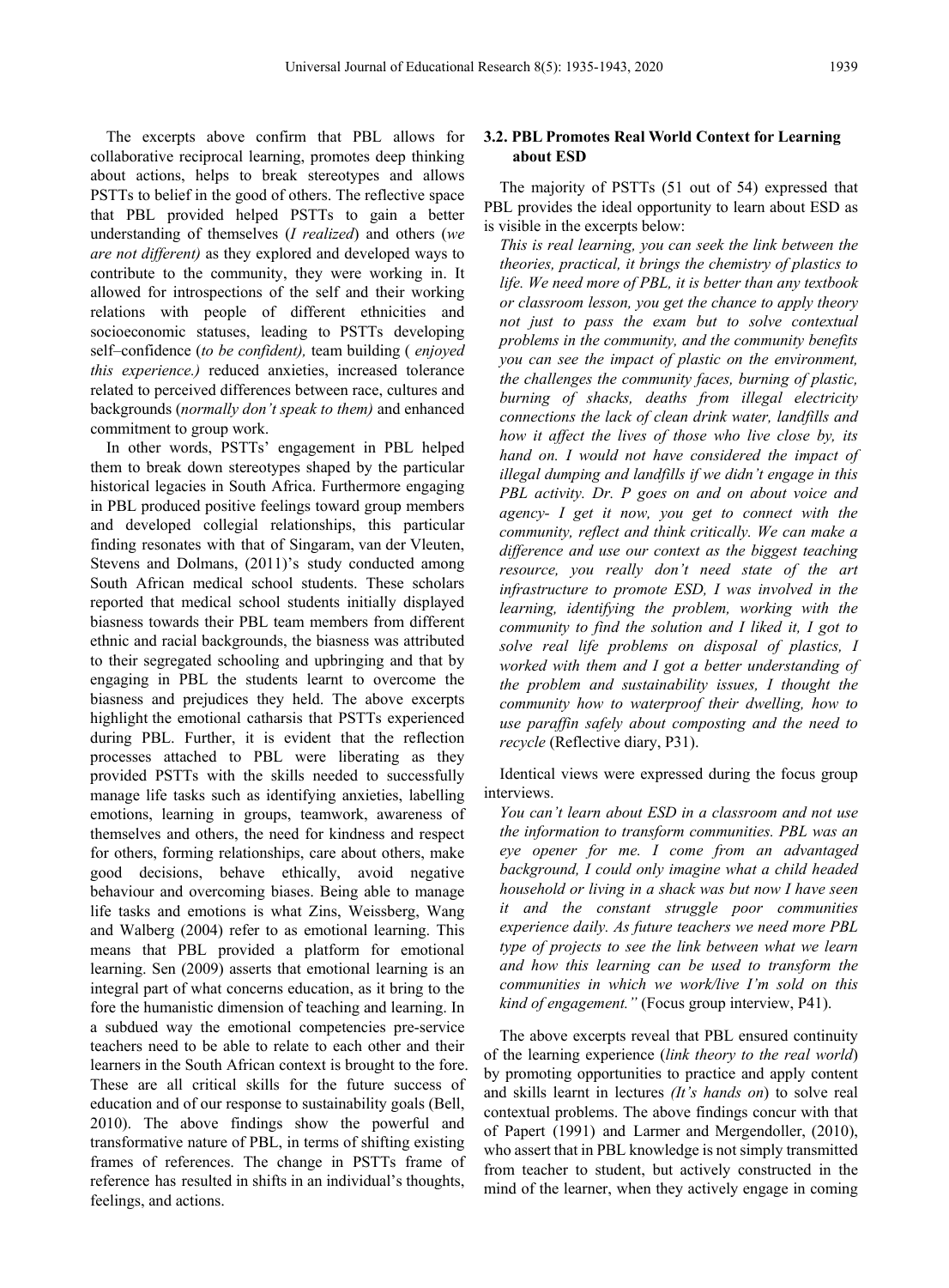The excerpts above confirm that PBL allows for collaborative reciprocal learning, promotes deep thinking about actions, helps to break stereotypes and allows PSTTs to belief in the good of others. The reflective space that PBL provided helped PSTTs to gain a better understanding of themselves (*I realized*) and others (*we are not different)* as they explored and developed ways to contribute to the community, they were working in. It allowed for introspections of the self and their working relations with people of different ethnicities and socioeconomic statuses, leading to PSTTs developing self–confidence (*to be confident),* team building ( *enjoyed this experience.)* reduced anxieties, increased tolerance related to perceived differences between race, cultures and backgrounds (*normally don't speak to them)* and enhanced commitment to group work.

In other words, PSTTs' engagement in PBL helped them to break down stereotypes shaped by the particular historical legacies in South Africa. Furthermore engaging in PBL produced positive feelings toward group members and developed collegial relationships, this particular finding resonates with that of Singaram, van der Vleuten, Stevens and Dolmans, (2011)'s study conducted among South African medical school students. These scholars reported that medical school students initially displayed biasness towards their PBL team members from different ethnic and racial backgrounds, the biasness was attributed to their segregated schooling and upbringing and that by engaging in PBL the students learnt to overcome the biasness and prejudices they held. The above excerpts highlight the emotional catharsis that PSTTs experienced during PBL. Further, it is evident that the reflection processes attached to PBL were liberating as they provided PSTTs with the skills needed to successfully manage life tasks such as identifying anxieties, labelling emotions, learning in groups, teamwork, awareness of themselves and others, the need for kindness and respect for others, forming relationships, care about others, make good decisions, behave ethically, avoid negative behaviour and overcoming biases. Being able to manage life tasks and emotions is what Zins, Weissberg, Wang and Walberg (2004) refer to as emotional learning. This means that PBL provided a platform for emotional learning. Sen (2009) asserts that emotional learning is an integral part of what concerns education, as it bring to the fore the humanistic dimension of teaching and learning. In a subdued way the emotional competencies pre-service teachers need to be able to relate to each other and their learners in the South African context is brought to the fore. These are all critical skills for the future success of education and of our response to sustainability goals (Bell, 2010). The above findings show the powerful and transformative nature of PBL, in terms of shifting existing frames of references. The change in PSTTs frame of reference has resulted in shifts in an individual's thoughts, feelings, and actions.

### 3.2. PBL Promotes Real World Context for Learning about ESD

The majority of PSTTs (51 out of 54) expressed that PBL provides the ideal opportunity to learn about ESD as is visible in the excerpts below:

*This is real learning, you can seek the link between the theories, practical, it brings the chemistry of plastics to life. We need more of PBL, it is better than any textbook or classroom lesson, you get the chance to apply theory not just to pass the exam but to solve contextual problems in the community, and the community benefits you can see the impact of plastic on the environment, the challenges the community faces, burning of plastic, burning of shacks, deaths from illegal electricity connections the lack of clean drink water, landfills and how it affect the lives of those who live close by, its hand on. I would not have considered the impact of illegal dumping and landfills if we didn't engage in this PBL activity. Dr. P goes on and on about voice and agency- I get it now, you get to connect with the community, reflect and think critically. We can make a difference and use our context as the biggest teaching resource, you really don't need state of the art infrastructure to promote ESD, I was involved in the learning, identifying the problem, working with the community to find the solution and I liked it, I got to solve real life problems on disposal of plastics, I worked with them and I got a better understanding of the problem and sustainability issues, I thought the community how to waterproof their dwelling, how to use paraffin safely about composting and the need to recycle* (Reflective diary, P31).

Identical views were expressed during the focus group interviews.

*You can't learn about ESD in a classroom and not use the information to transform communities. PBL was an eye opener for me. I come from an advantaged background, I could only imagine what a child headed household or living in a shack was but now I have seen it and the constant struggle poor communities experience daily. As future teachers we need more PBL type of projects to see the link between what we learn and how this learning can be used to transform the communities in which we work/live I'm sold on this kind of engagement."* (Focus group interview, P41).

The above excerpts reveal that PBL ensured continuity of the learning experience (*link theory to the real world*) by promoting opportunities to practice and apply content and skills learnt in lectures *(It's hands on*) to solve real contextual problems. The above findings concur with that of Papert (1991) and Larmer and Mergendoller, (2010), who assert that in PBL knowledge is not simply transmitted from teacher to student, but actively constructed in the mind of the learner, when they actively engage in coming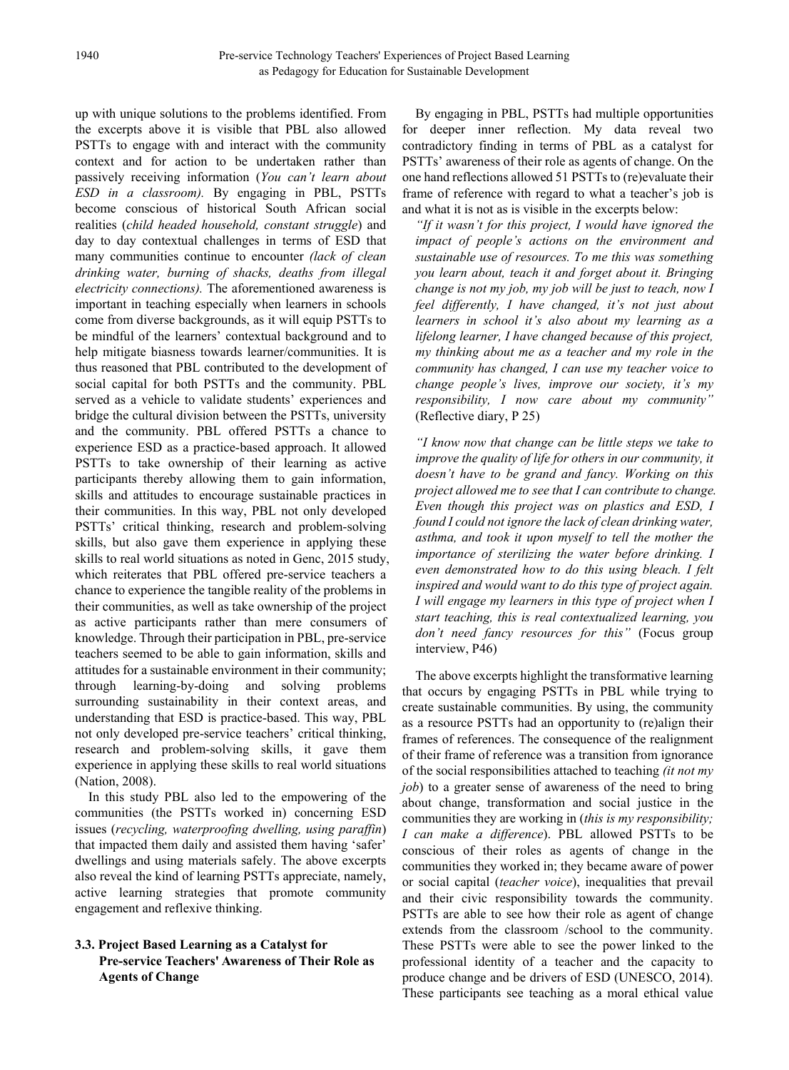up with unique solutions to the problems identified. From the excerpts above it is visible that PBL also allowed PSTTs to engage with and interact with the community context and for action to be undertaken rather than passively receiving information (*You can't learn about ESD in a classroom).* By engaging in PBL, PSTTs become conscious of historical South African social realities (*child headed household, constant struggle*) and day to day contextual challenges in terms of ESD that many communities continue to encounter *(lack of clean drinking water, burning of shacks, deaths from illegal electricity connections).* The aforementioned awareness is important in teaching especially when learners in schools come from diverse backgrounds, as it will equip PSTTs to be mindful of the learners' contextual background and to help mitigate biasness towards learner/communities. It is thus reasoned that PBL contributed to the development of social capital for both PSTTs and the community. PBL served as a vehicle to validate students' experiences and bridge the cultural division between the PSTTs, university and the community. PBL offered PSTTs a chance to experience ESD as a practice-based approach. It allowed PSTTs to take ownership of their learning as active participants thereby allowing them to gain information, skills and attitudes to encourage sustainable practices in their communities. In this way, PBL not only developed PSTTs' critical thinking, research and problem-solving skills, but also gave them experience in applying these skills to real world situations as noted in Genc, 2015 study, which reiterates that PBL offered pre-service teachers a chance to experience the tangible reality of the problems in their communities, as well as take ownership of the project as active participants rather than mere consumers of knowledge. Through their participation in PBL, pre-service teachers seemed to be able to gain information, skills and attitudes for a sustainable environment in their community; through learning-by-doing and solving problems surrounding sustainability in their context areas, and understanding that ESD is practice-based. This way, PBL not only developed pre-service teachers' critical thinking, research and problem-solving skills, it gave them experience in applying these skills to real world situations (Nation, 2008).

In this study PBL also led to the empowering of the communities (the PSTTs worked in) concerning ESD issues (*recycling, waterproofing dwelling, using paraffin*) that impacted them daily and assisted them having 'safer' dwellings and using materials safely. The above excerpts also reveal the kind of learning PSTTs appreciate, namely, active learning strategies that promote community engagement and reflexive thinking.

### 3.3. Project Based Learning as a Catalyst for Pre-service Teachers' Awareness of Their Role as Agents of Change

By engaging in PBL, PSTTs had multiple opportunities for deeper inner reflection. My data reveal two contradictory finding in terms of PBL as a catalyst for PSTTs' awareness of their role as agents of change. On the one hand reflections allowed 51 PSTTs to (re)evaluate their frame of reference with regard to what a teacher's job is and what it is not as is visible in the excerpts below:

*"If it wasn't for this project, I would have ignored the impact of people's actions on the environment and sustainable use of resources. To me this was something you learn about, teach it and forget about it. Bringing change is not my job, my job will be just to teach, now I feel differently, I have changed, it's not just about learners in school it's also about my learning as a lifelong learner, I have changed because of this project, my thinking about me as a teacher and my role in the community has changed, I can use my teacher voice to change people's lives, improve our society, it's my responsibility, I now care about my community"* (Reflective diary, P 25)

*"I know now that change can be little steps we take to improve the quality of life for others in our community, it doesn't have to be grand and fancy. Working on this project allowed me to see that I can contribute to change. Even though this project was on plastics and ESD, I found I could not ignore the lack of clean drinking water, asthma, and took it upon myself to tell the mother the importance of sterilizing the water before drinking. I even demonstrated how to do this using bleach. I felt inspired and would want to do this type of project again. I will engage my learners in this type of project when I start teaching, this is real contextualized learning, you don't need fancy resources for this"* (Focus group interview, P46)

The above excerpts highlight the transformative learning that occurs by engaging PSTTs in PBL while trying to create sustainable communities. By using, the community as a resource PSTTs had an opportunity to (re)align their frames of references. The consequence of the realignment of their frame of reference was a transition from ignorance of the social responsibilities attached to teaching *(it not my job*) to a greater sense of awareness of the need to bring about change, transformation and social justice in the communities they are working in (*this is my responsibility; I can make a difference*). PBL allowed PSTTs to be conscious of their roles as agents of change in the communities they worked in; they became aware of power or social capital (*teacher voice*), inequalities that prevail and their civic responsibility towards the community. PSTTs are able to see how their role as agent of change extends from the classroom /school to the community. These PSTTs were able to see the power linked to the professional identity of a teacher and the capacity to produce change and be drivers of ESD (UNESCO, 2014). These participants see teaching as a moral ethical value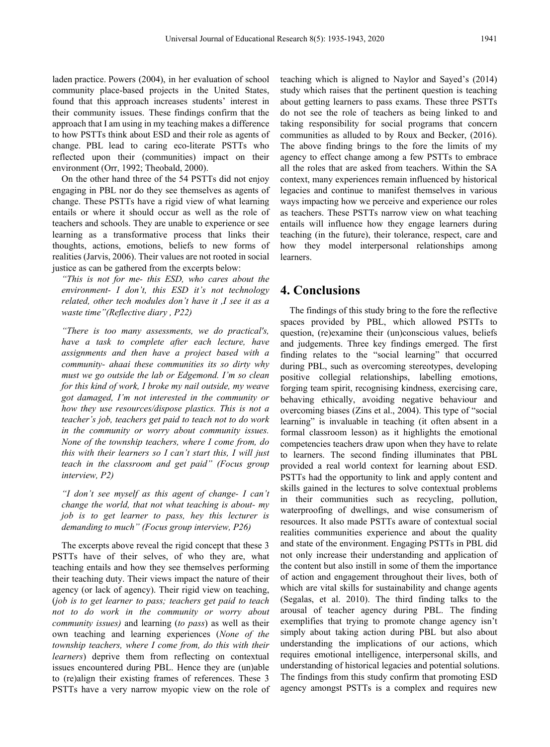laden practice. Powers (2004), in her evaluation of school community place-based projects in the United States, found that this approach increases students' interest in their community issues. These findings confirm that the approach that I am using in my teaching makes a difference to how PSTTs think about ESD and their role as agents of change. PBL lead to caring eco-literate PSTTs who reflected upon their (communities) impact on their environment (Orr, 1992; Theobald, 2000).

On the other hand three of the 54 PSTTs did not enjoy engaging in PBL nor do they see themselves as agents of change. These PSTTs have a rigid view of what learning entails or where it should occur as well as the role of teachers and schools. They are unable to experience or see learning as a transformative process that links their thoughts, actions, emotions, beliefs to new forms of realities (Jarvis, 2006). Their values are not rooted in social justice as can be gathered from the excerpts below:

*"This is not for me- this ESD, who cares about the environment- I don't, this ESD it's not technology related, other tech modules don't have it ,I see it as a waste time"(Reflective diary , P22)*

*"There is too many assessments, we do practical's, have a task to complete after each lecture, have assignments and then have a project based with a community- ahaai these communities its so dirty why must we go outside the lab or Edgemond. I'm so clean for this kind of work, I broke my nail outside, my weave got damaged, I'm not interested in the community or how they use resources/dispose plastics. This is not a teacher's job, teachers get paid to teach not to do work in the community or worry about community issues. None of the township teachers, where I come from, do this with their learners so I can't start this, I will just teach in the classroom and get paid" (Focus group interview, P2)*

*"I don't see myself as this agent of change- I can't change the world, that not what teaching is about- my job is to get learner to pass, hey this lecturer is demanding to much" (Focus group interview, P26)*

The excerpts above reveal the rigid concept that these 3 PSTTs have of their selves, of who they are, what teaching entails and how they see themselves performing their teaching duty. Their views impact the nature of their agency (or lack of agency). Their rigid view on teaching, (*job is to get learner to pass; teachers get paid to teach not to do work in the community or worry about community issues)* and learning (*to pass*) as well as their own teaching and learning experiences (*None of the township teachers, where I come from, do this with their learners*) deprive them from reflecting on contextual issues encountered during PBL. Hence they are (un)able to (re)align their existing frames of references. These 3 PSTTs have a very narrow myopic view on the role of teaching which is aligned to Naylor and Sayed's (2014) study which raises that the pertinent question is teaching about getting learners to pass exams. These three PSTTs do not see the role of teachers as being linked to and taking responsibility for social programs that concern communities as alluded to by Roux and Becker, (2016). The above finding brings to the fore the limits of my agency to effect change among a few PSTTs to embrace all the roles that are asked from teachers. Within the SA context, many experiences remain influenced by historical legacies and continue to manifest themselves in various ways impacting how we perceive and experience our roles as teachers. These PSTTs narrow view on what teaching entails will influence how they engage learners during teaching (in the future), their tolerance, respect, care and how they model interpersonal relationships among learners.

## 4. Conclusions

The findings of this study bring to the fore the reflective spaces provided by PBL, which allowed PSTTs to question, (re)examine their (un)conscious values, beliefs and judgements. Three key findings emerged. The first finding relates to the "social learning" that occurred during PBL, such as overcoming stereotypes, developing positive collegial relationships, labelling emotions, forging team spirit, recognising kindness, exercising care, behaving ethically, avoiding negative behaviour and overcoming biases (Zins et al., 2004). This type of "social learning" is invaluable in teaching (it often absent in a formal classroom lesson) as it highlights the emotional competencies teachers draw upon when they have to relate to learners. The second finding illuminates that PBL provided a real world context for learning about ESD. PSTTs had the opportunity to link and apply content and skills gained in the lectures to solve contextual problems in their communities such as recycling, pollution, waterproofing of dwellings, and wise consumerism of resources. It also made PSTTs aware of contextual social realities communities experience and about the quality and state of the environment. Engaging PSTTs in PBL did not only increase their understanding and application of the content but also instill in some of them the importance of action and engagement throughout their lives, both of which are vital skills for sustainability and change agents (Segalas, et al. 2010). The third finding talks to the arousal of teacher agency during PBL. The finding exemplifies that trying to promote change agency isn't simply about taking action during PBL but also about understanding the implications of our actions, which requires emotional intelligence, interpersonal skills, and understanding of historical legacies and potential solutions. The findings from this study confirm that promoting ESD agency amongst PSTTs is a complex and requires new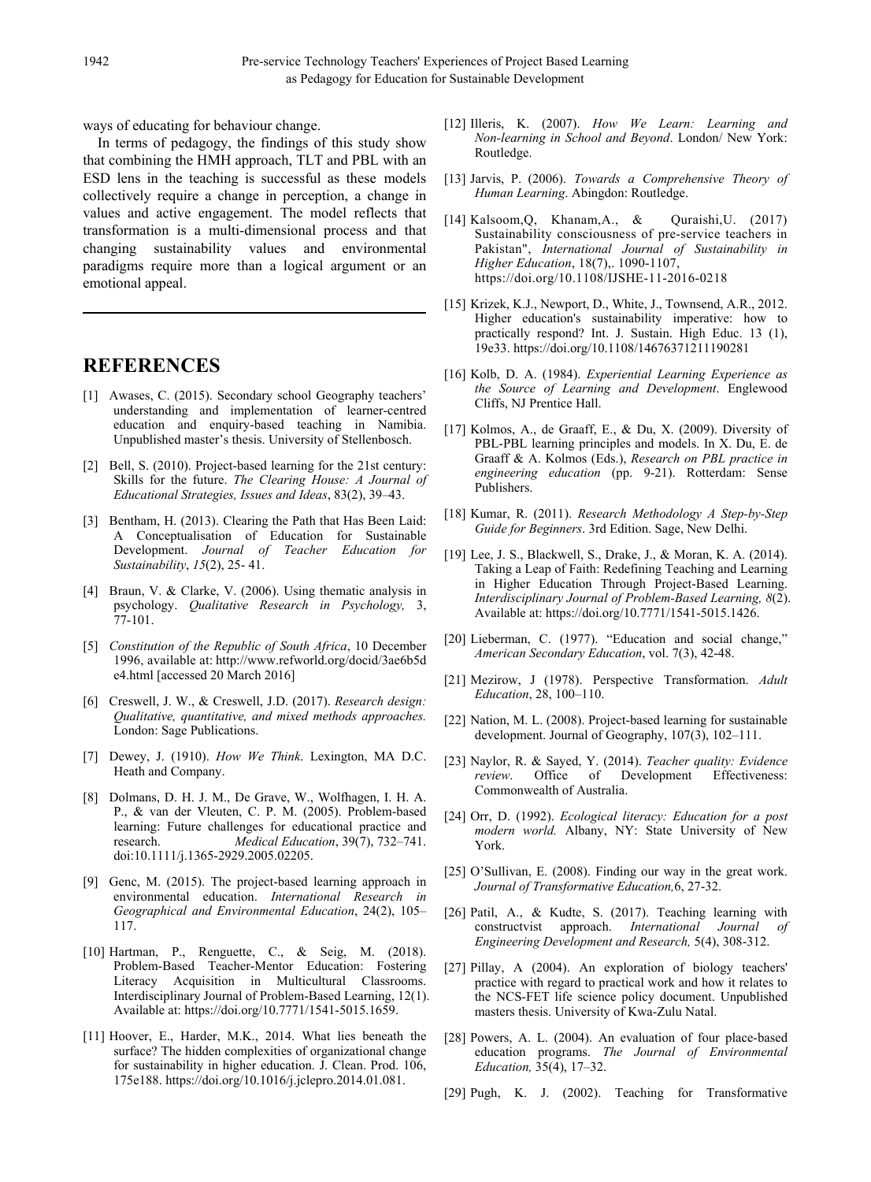ways of educating for behaviour change.

In terms of pedagogy, the findings of this study show that combining the HMH approach, TLT and PBL with an ESD lens in the teaching is successful as these models collectively require a change in perception, a change in values and active engagement. The model reflects that transformation is a multi-dimensional process and that changing sustainability values and environmental paradigms require more than a logical argument or an emotional appeal.

## REFERENCES

[1] Awases, C. (2015). Secondary school Geography teachers' understanding and implementation of learner-centred education and enquiry-based teaching in Namibia. Unpublished master's thesis. University of Stellenbosch.

[2] Bell, S. (2010). Project-based learning for the 21st century: Skills for the future. *The Clearing House: A Journal of Educational Strategies, Issues and Ideas*, 83(2), 39–43.

[3] Bentham, H. (2013). Clearing the Path that Has Been Laid: A Conceptualisation of Education for Sustainable Development. *Journal of Teacher Education for Sustainability*, *15*(2), 25- 41.

[4] Braun, V. & Clarke, V. (2006). Using thematic analysis in psychology. *Qualitative Research in Psychology,* 3, 77-101.

[5] *Constitution of the Republic of South Africa*, 10 December 1996, available at: http://www.refworld.org/docid/3ae6b5de4.html [accessed 20 March 2016]

[6] Creswell, J. W., & Creswell, J.D. (2017). *Research design: Qualitative, quantitative, and mixed methods approaches.* London: Sage Publications.

[7] Dewey, J. (1910). *How We Think*. Lexington, MA D.C. Heath and Company.

[8] Dolmans, D. H. J. M., De Grave, W., Wolfhagen, I. H. A. P., & van der Vleuten, C. P. M. (2005). Problem-based learning: Future challenges for educational practice and research. *Medical Education*, 39(7), 732–741. doi:10.1111/j.1365-2929.2005.02205.

[9] Genc, M. (2015). The project-based learning approach in environmental education. *International Research in Geographical and Environmental Education*, 24(2), 105–117.

[10] Hartman, P., Renguette, C., & Seig, M. (2018). Problem-Based Teacher-Mentor Education: Fostering Literacy Acquisition in Multicultural Classrooms. Interdisciplinary Journal of Problem-Based Learning, 12(1). Available at: https://doi.org/10.7771/1541-5015.1659.

[11] Hoover, E., Harder, M.K., 2014. What lies beneath the surface? The hidden complexities of organizational change for sustainability in higher education. J. Clean. Prod. 106, 175e188. https://doi.org/10.1016/j.jclepro.2014.01.081.

[12] Illeris, K. (2007). *How We Learn: Learning and Non-learning in School and Beyond*. London/ New York: Routledge.

[13] Jarvis, P. (2006). *Towards a Comprehensive Theory of Human Learning*. Abingdon: Routledge.

[14] Kalsoom,Q, Khanam,A., & Quraishi,U. (2017) Sustainability consciousness of pre-service teachers in Pakistan", *International Journal of Sustainability in Higher Education*, 18(7),. 1090-1107, https://doi.org/10.1108/IJSHE-11-2016-0218

[15] Krizek, K.J., Newport, D., White, J., Townsend, A.R., 2012. Higher education's sustainability imperative: how to practically respond? Int. J. Sustain. High Educ. 13 (1), 19e33. https://doi.org/10.1108/14676371211190281

[16] Kolb, D. A. (1984). *Experiential Learning Experience as the Source of Learning and Development*. Englewood Cliffs, NJ Prentice Hall.

[17] Kolmos, A., de Graaff, E., & Du, X. (2009). Diversity of PBL-PBL learning principles and models. In X. Du, E. de Graaff & A. Kolmos (Eds.), *Research on PBL practice in engineering education* (pp. 9-21). Rotterdam: Sense Publishers.

[18] Kumar, R. (2011). *Research Methodology A Step-by-Step Guide for Beginners*. 3rd Edition. Sage, New Delhi.

[19] Lee, J. S., Blackwell, S., Drake, J., & Moran, K. A. (2014). Taking a Leap of Faith: Redefining Teaching and Learning in Higher Education Through Project-Based Learning. *Interdisciplinary Journal of Problem-Based Learning, 8*(2). Available at: https://doi.org/10.7771/1541-5015.1426.

[20] Lieberman, C. (1977). "Education and social change," *American Secondary Education*, vol. 7(3), 42-48.

[21] Mezirow, J (1978). Perspective Transformation. *Adult Education*, 28, 100–110.

[22] Nation, M. L. (2008). Project-based learning for sustainable development. Journal of Geography, 107(3), 102–111.

[23] Naylor, R. & Sayed, Y. (2014). *Teacher quality: Evidence review*. Office of Development Effectiveness: Commonwealth of Australia.

[24] Orr, D. (1992). *Ecological literacy: Education for a post modern world.* Albany, NY: State University of New York.

[25] O'Sullivan, E. (2008). Finding our way in the great work. *Journal of Transformative Education,*6, 27-32.

[26] Patil, A., & Kudte, S. (2017). Teaching learning with constructvist approach. *International Journal of Engineering Development and Research,* 5(4), 308-312.

[27] Pillay, A (2004). An exploration of biology teachers' practice with regard to practical work and how it relates to the NCS-FET life science policy document. Unpublished masters thesis. University of Kwa-Zulu Natal.

[28] Powers, A. L. (2004). An evaluation of four place-based education programs. *The Journal of Environmental Education,* 35(4), 17–32.

[29] Pugh, K. J. (2002). Teaching for Transformative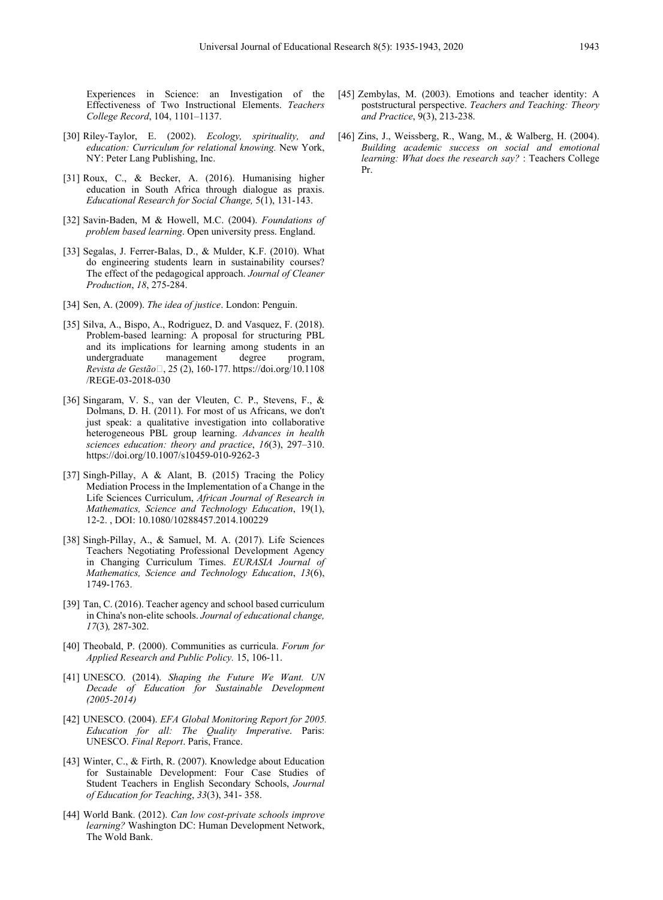Experiences in Science: an Investigation of the Effectiveness of Two Instructional Elements. *Teachers College Record*, 104, 1101–1137.

[30] Riley-Taylor, E. (2002). *Ecology, spirituality, and education: Curriculum for relational knowing.* New York, NY: Peter Lang Publishing, Inc.

[31] Roux, C., & Becker, A. (2016). Humanising higher education in South Africa through dialogue as praxis. *Educational Research for Social Change,* 5(1), 131-143.

[32] Savin-Baden, M & Howell, M.C. (2004). *Foundations of problem based learning*. Open university press. England.

[33] Segalas, J. Ferrer-Balas, D., & Mulder, K.F. (2010). What do engineering students learn in sustainability courses? The effect of the pedagogical approach. *Journal of Cleaner Production*, *18*, 275-284.

[34] Sen, A. (2009). *The idea of justice*. London: Penguin.

[35] Silva, A., Bispo, A., Rodriguez, D. and Vasquez, F. (2018). Problem-based learning: A proposal for structuring PBL and its implications for learning among students in an undergraduate management degree program, *Revista de Gestão*, 25 (2), 160-177. https://doi.org/10.1108/REGE-03-2018-030

[36] Singaram, V. S., van der Vleuten, C. P., Stevens, F., & Dolmans, D. H. (2011). For most of us Africans, we don't just speak: a qualitative investigation into collaborative heterogeneous PBL group learning. *Advances in health sciences education: theory and practice*, *16*(3), 297–310. https://doi.org/10.1007/s10459-010-9262-3

[37] Singh-Pillay, A & Alant, B. (2015) Tracing the Policy Mediation Process in the Implementation of a Change in the Life Sciences Curriculum, *African Journal of Research in Mathematics, Science and Technology Education*, 19(1), 12-2. , DOI: 10.1080/10288457.2014.100229

[38] Singh-Pillay, A., & Samuel, M. A. (2017). Life Sciences Teachers Negotiating Professional Development Agency in Changing Curriculum Times. *EURASIA Journal of Mathematics, Science and Technology Education*, *13*(6), 1749-1763.

[39] Tan, C. (2016). Teacher agency and school based curriculum in China's non-elite schools. *Journal of educational change, 17*(3)*,* 287-302.

[40] Theobald, P. (2000). Communities as curricula. *Forum for Applied Research and Public Policy.* 15, 106-11.

[41] UNESCO. (2014). *Shaping the Future We Want. UN Decade of Education for Sustainable Development (2005-2014)*

[42] UNESCO. (2004). *EFA Global Monitoring Report for 2005. Education for all: The Quality Imperative*. Paris: UNESCO. *Final Report*. Paris, France.

[43] Winter, C., & Firth, R. (2007). Knowledge about Education for Sustainable Development: Four Case Studies of Student Teachers in English Secondary Schools, *Journal of Education for Teaching*, *33*(3), 341- 358.

[44] World Bank. (2012). *Can low cost-private schools improve learning?* Washington DC: Human Development Network, The Wold Bank.

[45] Zembylas, M. (2003). Emotions and teacher identity: A poststructural perspective. *Teachers and Teaching: Theory and Practice*, 9(3), 213-238.

[46] Zins, J., Weissberg, R., Wang, M., & Walberg, H. (2004). *Building academic success on social and emotional learning: What does the research say?* : Teachers College Pr.